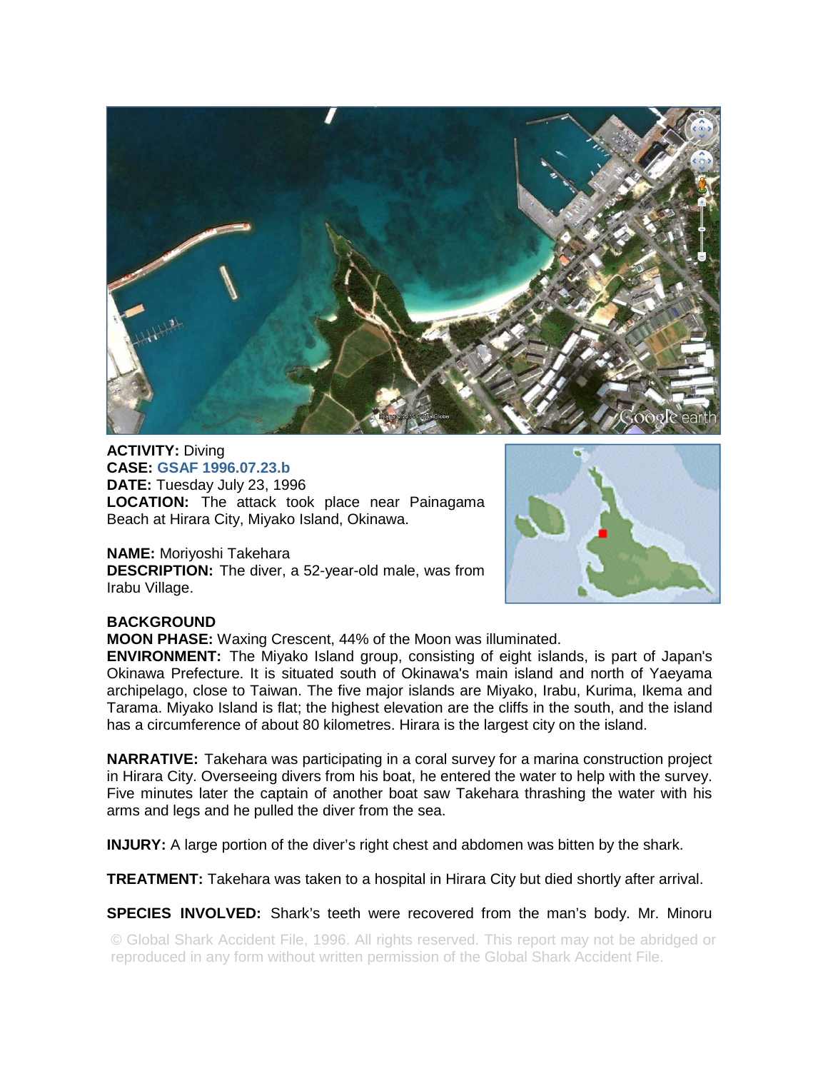**ACTIVITY:** Diving
**CASE:** GSAF 1996.07.23.b
**DATE:** Tuesday July 23, 1996
**LOCATION:** The attack took place near Painagama Beach at Hirara City, Miyako Island, Okinawa.

**NAME:** Moriyoshi Takehara
**DESCRIPTION:** The diver, a 52-year-old male, was from Irabu Village.

**BACKGROUND**
**MOON PHASE:** Waxing Crescent, 44% of the Moon was illuminated.
**ENVIRONMENT:** The Miyako Island group, consisting of eight islands, is part of Japan's Okinawa Prefecture. It is situated south of Okinawa's main island and north of Yaeyama archipelago, close to Taiwan. The five major islands are Miyako, Irabu, Kurima, Ikema and Tarama. Miyako Island is flat; the highest elevation are the cliffs in the south, and the island has a circumference of about 80 kilometres. Hirara is the largest city on the island.

**NARRATIVE:** Takehara was participating in a coral survey for a marina construction project in Hirara City. Overseeing divers from his boat, he entered the water to help with the survey. Five minutes later the captain of another boat saw Takehara thrashing the water with his arms and legs and he pulled the diver from the sea.

**INJURY:** A large portion of the diver's right chest and abdomen was bitten by the shark.

**TREATMENT:** Takehara was taken to a hospital in Hirara City but died shortly after arrival.

**SPECIES INVOLVED:** Shark's teeth were recovered from the man's body. Mr. Minoru

© Global Shark Accident File, 1996. All rights reserved. This report may not be abridged or reproduced in any form without written permission of the Global Shark Accident File.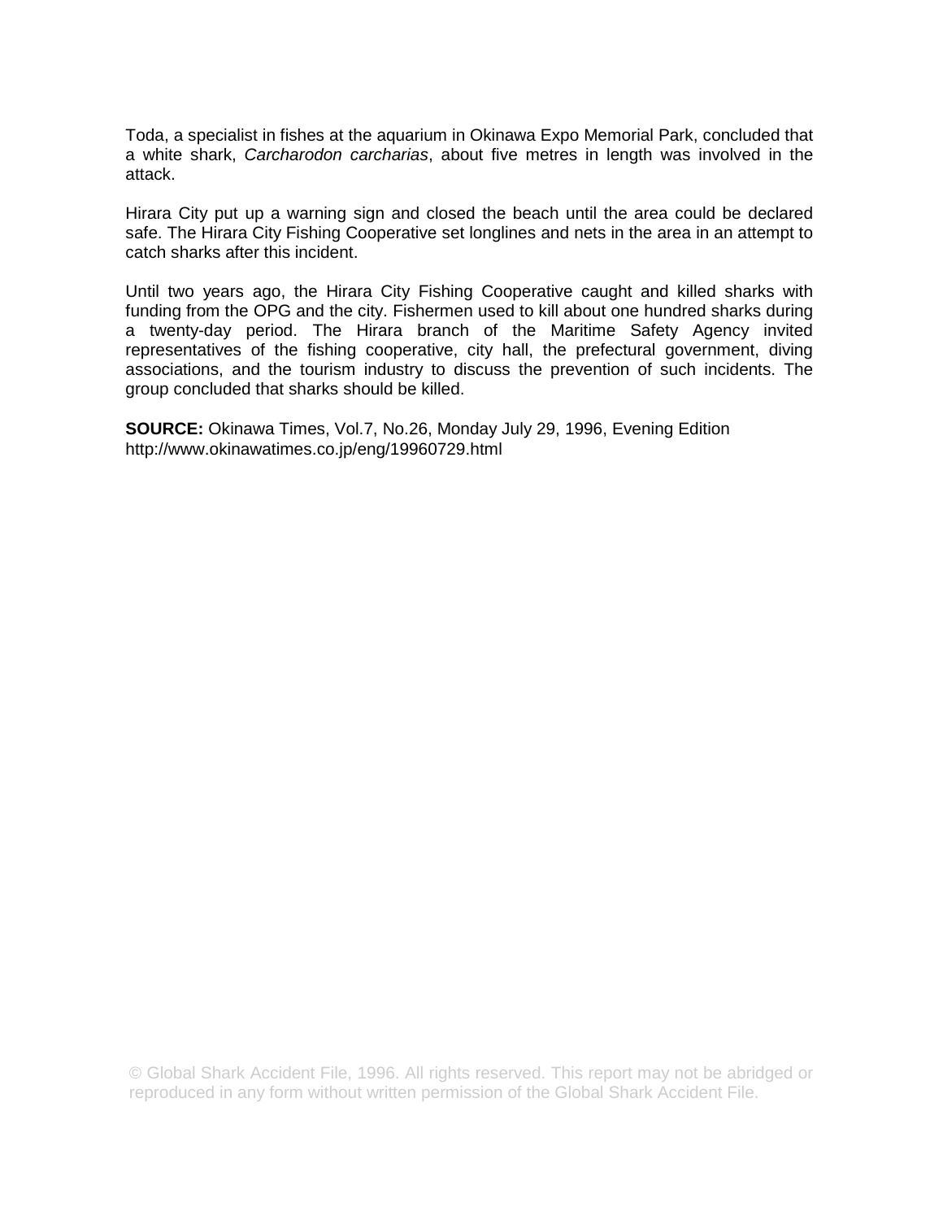Toda, a specialist in fishes at the aquarium in Okinawa Expo Memorial Park, concluded that a white shark, *Carcharodon carcharias*, about five metres in length was involved in the attack.

Hirara City put up a warning sign and closed the beach until the area could be declared safe. The Hirara City Fishing Cooperative set longlines and nets in the area in an attempt to catch sharks after this incident.

Until two years ago, the Hirara City Fishing Cooperative caught and killed sharks with funding from the OPG and the city. Fishermen used to kill about one hundred sharks during a twenty-day period. The Hirara branch of the Maritime Safety Agency invited representatives of the fishing cooperative, city hall, the prefectural government, diving associations, and the tourism industry to discuss the prevention of such incidents. The group concluded that sharks should be killed.

**SOURCE:** Okinawa Times, Vol.7, No.26, Monday July 29, 1996, Evening Edition
http://www.okinawatimes.co.jp/eng/19960729.html

© Global Shark Accident File, 1996. All rights reserved. This report may not be abridged or reproduced in any form without written permission of the Global Shark Accident File.